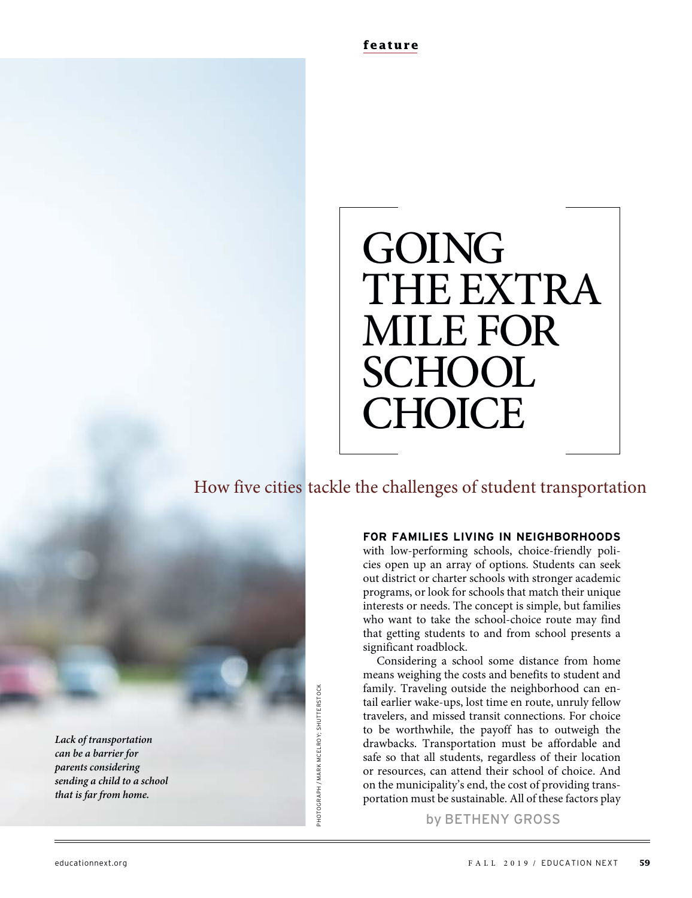feature

# GOING THE EXTRA MILE FOR SCHOOL CHOICE

## How five cities tackle the challenges of student transportation

*Lack of transportation can be a barrier for parents considering sending a child to a school that is far from home.*

PHOTOGRAPH / MARK MCELROY; SHUTTERSTOCK

by BETHENY GROSS

**FOR FAMILIES LIVING IN NEIGHBORHOODS** with low-performing schools, choice-friendly policies open up an array of options. Students can seek out district or charter schools with stronger academic programs, or look for schools that match their unique interests or needs. The concept is simple, but families who want to take the school-choice route may find that getting students to and from school presents a significant roadblock.

Considering a school some distance from home means weighing the costs and benefits to student and family. Traveling outside the neighborhood can entail earlier wake-ups, lost time en route, unruly fellow travelers, and missed transit connections. For choice to be worthwhile, the payoff has to outweigh the drawbacks. Transportation must be affordable and safe so that all students, regardless of their location or resources, can attend their school of choice. And on the municipality's end, the cost of providing transportation must be sustainable. All of these factors play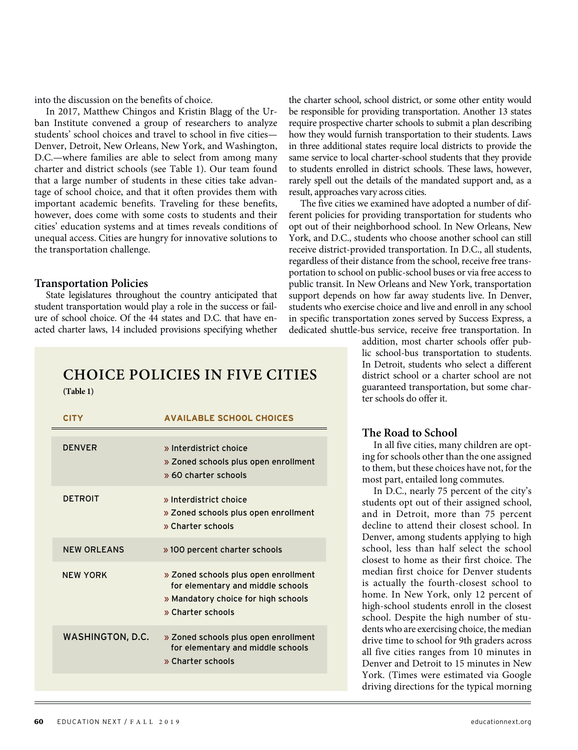into the discussion on the benefits of choice.

In 2017, Matthew Chingos and Kristin Blagg of the Urban Institute convened a group of researchers to analyze students' school choices and travel to school in five cities—Denver, Detroit, New Orleans, New York, and Washington, D.C.—where families are able to select from among many charter and district schools (see Table 1). Our team found that a large number of students in these cities take advantage of school choice, and that it often provides them with important academic benefits. Traveling for these benefits, however, does come with some costs to students and their cities' education systems and at times reveals conditions of unequal access. Cities are hungry for innovative solutions to the transportation challenge.

## Transportation Policies

State legislatures throughout the country anticipated that student transportation would play a role in the success or failure of school choice. Of the 44 states and D.C. that have enacted charter laws, 14 included provisions specifying whether the charter school, school district, or some other entity would be responsible for providing transportation. Another 13 states require prospective charter schools to submit a plan describing how they would furnish transportation to their students. Laws in three additional states require local districts to provide the same service to local charter-school students that they provide to students enrolled in district schools. These laws, however, rarely spell out the details of the mandated support and, as a result, approaches vary across cities.

The five cities we examined have adopted a number of different policies for providing transportation for students who opt out of their neighborhood school. In New Orleans, New York, and D.C., students who choose another school can still receive district-provided transportation. In D.C., all students, regardless of their distance from the school, receive free transportation to school on public-school buses or via free access to public transit. In New Orleans and New York, transportation support depends on how far away students live. In Denver, students who exercise choice and live and enroll in any school in specific transportation zones served by Success Express, a dedicated shuttle-bus service, receive free transportation. In addition, most charter schools offer public school-bus transportation to students. In Detroit, students who select a different district school or a charter school are not guaranteed transportation, but some charter schools do offer it.

### CHOICE POLICIES IN FIVE CITIES

**(Table 1)**

| CITY | AVAILABLE SCHOOL CHOICES |
|---|---|
| DENVER | » Interdistrict choice<br>» Zoned schools plus open enrollment<br>» 60 charter schools |
| DETROIT | » Interdistrict choice<br>» Zoned schools plus open enrollment<br>» Charter schools |
| NEW ORLEANS | » 100 percent charter schools |
| NEW YORK | » Zoned schools plus open enrollment for elementary and middle schools<br>» Mandatory choice for high schools<br>» Charter schools |
| WASHINGTON, D.C. | » Zoned schools plus open enrollment for elementary and middle schools<br>» Charter schools |

## The Road to School

In all five cities, many children are opting for schools other than the one assigned to them, but these choices have not, for the most part, entailed long commutes.

In D.C., nearly 75 percent of the city's students opt out of their assigned school, and in Detroit, more than 75 percent decline to attend their closest school. In Denver, among students applying to high school, less than half select the school closest to home as their first choice. The median first choice for Denver students is actually the fourth-closest school to home. In New York, only 12 percent of high-school students enroll in the closest school. Despite the high number of students who are exercising choice, the median drive time to school for 9th graders across all five cities ranges from 10 minutes in Denver and Detroit to 15 minutes in New York. (Times were estimated via Google driving directions for the typical morning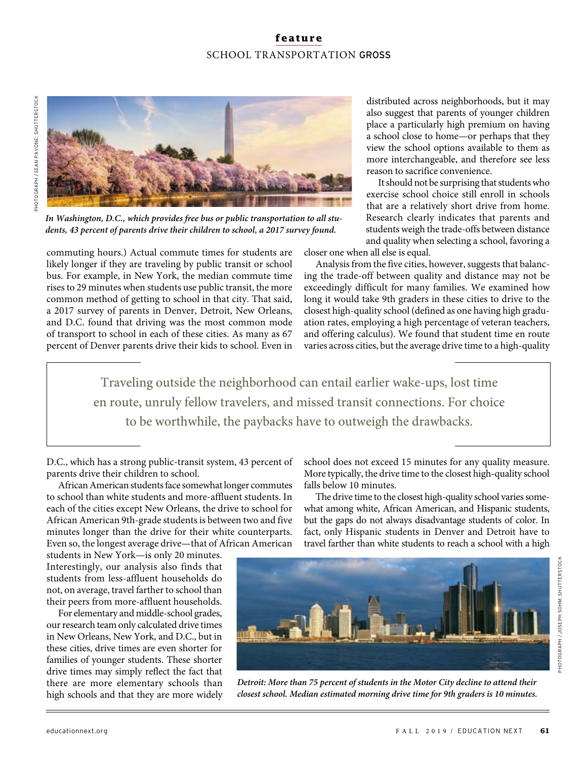*In Washington, D.C., which provides free bus or public transportation to all students, 43 percent of parents drive their children to school, a 2017 survey found.*

commuting hours.) Actual commute times for students are likely longer if they are traveling by public transit or school bus. For example, in New York, the median commute time rises to 29 minutes when students use public transit, the more common method of getting to school in that city. That said, a 2017 survey of parents in Denver, Detroit, New Orleans, and D.C. found that driving was the most common mode of transport to school in each of these cities. As many as 67 percent of Denver parents drive their kids to school. Even in D.C., which has a strong public-transit system, 43 percent of parents drive their children to school.

African American students face somewhat longer commutes to school than white students and more-affluent students. In each of the cities except New Orleans, the drive to school for African American 9th-grade students is between two and five minutes longer than the drive for their white counterparts. Even so, the longest average drive—that of African American students in New York—is only 20 minutes. Interestingly, our analysis also finds that students from less-affluent households do not, on average, travel farther to school than their peers from more-affluent households.

For elementary and middle-school grades, our research team only calculated drive times in New Orleans, New York, and D.C., but in these cities, drive times are even shorter for families of younger students. These shorter drive times may simply reflect the fact that there are more elementary schools than high schools and that they are more widely distributed across neighborhoods, but it may also suggest that parents of younger children place a particularly high premium on having a school close to home—or perhaps that they view the school options available to them as more interchangeable, and therefore see less reason to sacrifice convenience.

It should not be surprising that students who exercise school choice still enroll in schools that are a relatively short drive from home. Research clearly indicates that parents and students weigh the trade-offs between distance and quality when selecting a school, favoring a closer one when all else is equal.

Analysis from the five cities, however, suggests that balancing the trade-off between quality and distance may not be exceedingly difficult for many families. We examined how long it would take 9th graders in these cities to drive to the closest high-quality school (defined as one having high graduation rates, employing a high percentage of veteran teachers, and offering calculus). We found that student time en route varies across cities, but the average drive time to a high-quality school does not exceed 15 minutes for any quality measure. More typically, the drive time to the closest high-quality school falls below 10 minutes.

> Traveling outside the neighborhood can entail earlier wake-ups, lost time en route, unruly fellow travelers, and missed transit connections. For choice to be worthwhile, the paybacks have to outweigh the drawbacks.

The drive time to the closest high-quality school varies somewhat among white, African American, and Hispanic students, but the gaps do not always disadvantage students of color. In fact, only Hispanic students in Denver and Detroit have to travel farther than white students to reach a school with a high

*Detroit: More than 75 percent of students in the Motor City decline to attend their closest school. Median estimated morning drive time for 9th graders is 10 minutes.*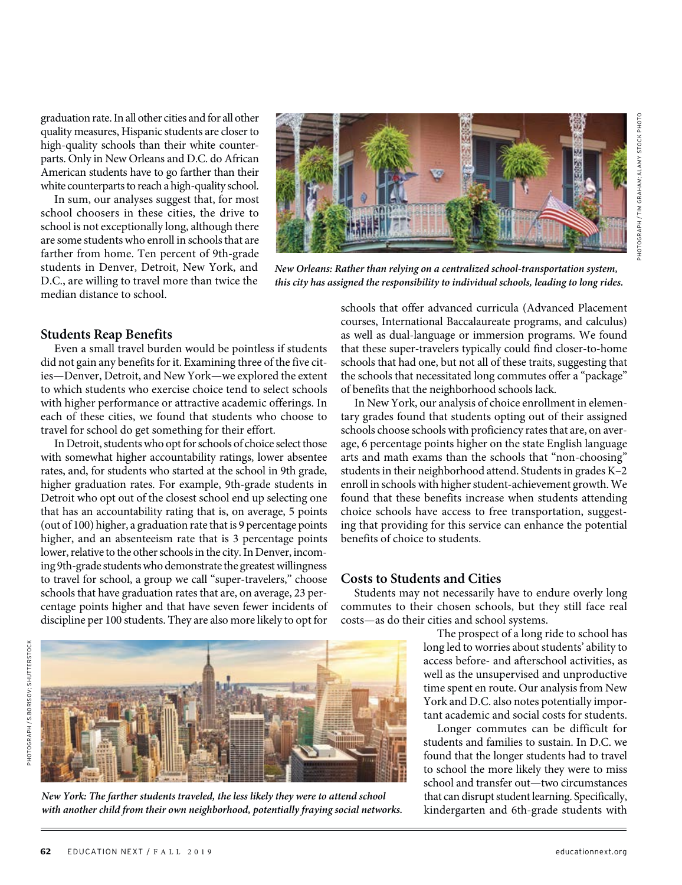graduation rate. In all other cities and for all other quality measures, Hispanic students are closer to high-quality schools than their white counterparts. Only in New Orleans and D.C. do African American students have to go farther than their white counterparts to reach a high-quality school.

In sum, our analyses suggest that, for most school choosers in these cities, the drive to school is not exceptionally long, although there are some students who enroll in schools that are farther from home. Ten percent of 9th-grade students in Denver, Detroit, New York, and D.C., are willing to travel more than twice the median distance to school.

*New Orleans: Rather than relying on a centralized school-transportation system, this city has assigned the responsibility to individual schools, leading to long rides.*

### Students Reap Benefits

Even a small travel burden would be pointless if students did not gain any benefits for it. Examining three of the five cities—Denver, Detroit, and New York—we explored the extent to which students who exercise choice tend to select schools with higher performance or attractive academic offerings. In each of these cities, we found that students who choose to travel for school do get something for their effort.

In Detroit, students who opt for schools of choice select those with somewhat higher accountability ratings, lower absentee rates, and, for students who started at the school in 9th grade, higher graduation rates. For example, 9th-grade students in Detroit who opt out of the closest school end up selecting one that has an accountability rating that is, on average, 5 points (out of 100) higher, a graduation rate that is 9 percentage points higher, and an absenteeism rate that is 3 percentage points lower, relative to the other schools in the city. In Denver, incoming 9th-grade students who demonstrate the greatest willingness to travel for school, a group we call "super-travelers," choose schools that have graduation rates that are, on average, 23 percentage points higher and that have seven fewer incidents of discipline per 100 students. They are also more likely to opt for schools that offer advanced curricula (Advanced Placement courses, International Baccalaureate programs, and calculus) as well as dual-language or immersion programs. We found that these super-travelers typically could find closer-to-home schools that had one, but not all of these traits, suggesting that the schools that necessitated long commutes offer a "package" of benefits that the neighborhood schools lack.

In New York, our analysis of choice enrollment in elementary grades found that students opting out of their assigned schools choose schools with proficiency rates that are, on average, 6 percentage points higher on the state English language arts and math exams than the schools that "non-choosing" students in their neighborhood attend. Students in grades K–2 enroll in schools with higher student-achievement growth. We found that these benefits increase when students attending choice schools have access to free transportation, suggesting that providing for this service can enhance the potential benefits of choice to students.

### Costs to Students and Cities

Students may not necessarily have to endure overly long commutes to their chosen schools, but they still face real costs—as do their cities and school systems.

The prospect of a long ride to school has long led to worries about students' ability to access before- and afterschool activities, as well as the unsupervised and unproductive time spent en route. Our analysis from New York and D.C. also notes potentially important academic and social costs for students.

Longer commutes can be difficult for students and families to sustain. In D.C. we found that the longer students had to travel to school the more likely they were to miss school and transfer out—two circumstances that can disrupt student learning. Specifically, kindergarten and 6th-grade students with

*New York: The farther students traveled, the less likely they were to attend school with another child from their own neighborhood, potentially fraying social networks.*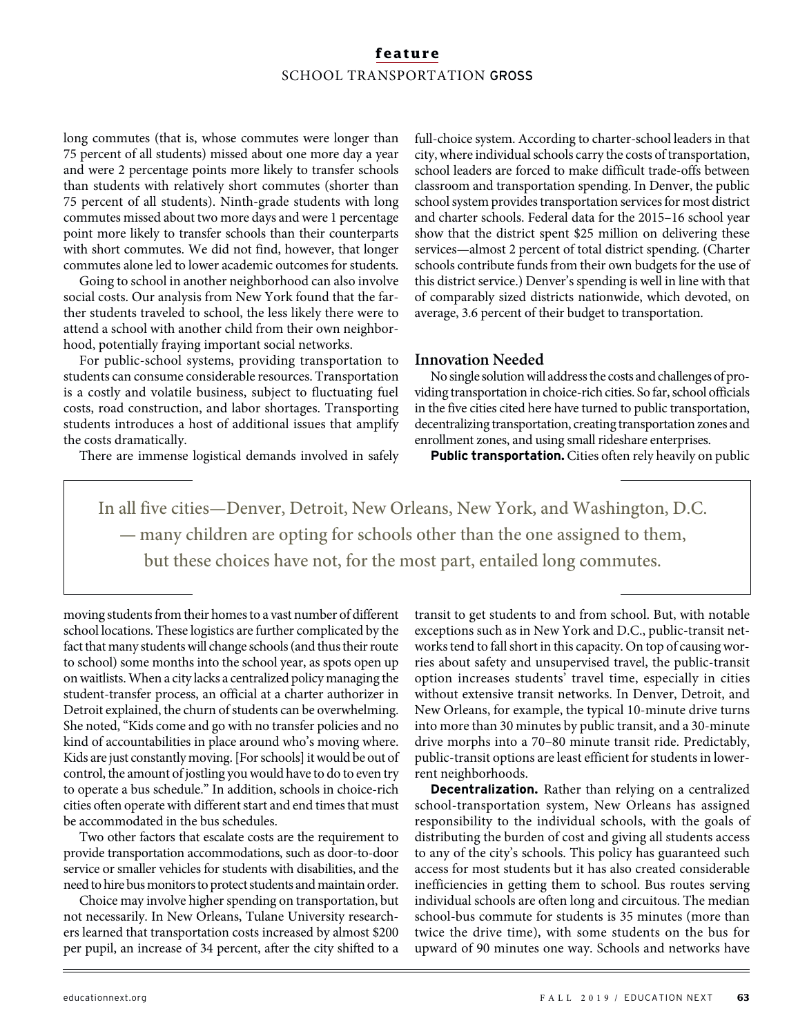long commutes (that is, whose commutes were longer than 75 percent of all students) missed about one more day a year and were 2 percentage points more likely to transfer schools than students with relatively short commutes (shorter than 75 percent of all students). Ninth-grade students with long commutes missed about two more days and were 1 percentage point more likely to transfer schools than their counterparts with short commutes. We did not find, however, that longer commutes alone led to lower academic outcomes for students.

Going to school in another neighborhood can also involve social costs. Our analysis from New York found that the farther students traveled to school, the less likely there were to attend a school with another child from their own neighborhood, potentially fraying important social networks.

For public-school systems, providing transportation to students can consume considerable resources. Transportation is a costly and volatile business, subject to fluctuating fuel costs, road construction, and labor shortages. Transporting students introduces a host of additional issues that amplify the costs dramatically.

There are immense logistical demands involved in safely moving students from their homes to a vast number of different school locations. These logistics are further complicated by the fact that many students will change schools (and thus their route to school) some months into the school year, as spots open up on waitlists. When a city lacks a centralized policy managing the student-transfer process, an official at a charter authorizer in Detroit explained, the churn of students can be overwhelming. She noted, "Kids come and go with no transfer policies and no kind of accountabilities in place around who's moving where. Kids are just constantly moving. [For schools] it would be out of control, the amount of jostling you would have to do to even try to operate a bus schedule." In addition, schools in choice-rich cities often operate with different start and end times that must be accommodated in the bus schedules.

Two other factors that escalate costs are the requirement to provide transportation accommodations, such as door-to-door service or smaller vehicles for students with disabilities, and the need to hire bus monitors to protect students and maintain order.

Choice may involve higher spending on transportation, but not necessarily. In New Orleans, Tulane University researchers learned that transportation costs increased by almost $200 per pupil, an increase of 34 percent, after the city shifted to a full-choice system. According to charter-school leaders in that city, where individual schools carry the costs of transportation, school leaders are forced to make difficult trade-offs between classroom and transportation spending. In Denver, the public school system provides transportation services for most district and charter schools. Federal data for the 2015–16 school year show that the district spent $25 million on delivering these services—almost 2 percent of total district spending. (Charter schools contribute funds from their own budgets for the use of this district service.) Denver's spending is well in line with that of comparably sized districts nationwide, which devoted, on average, 3.6 percent of their budget to transportation.

> In all five cities—Denver, Detroit, New Orleans, New York, and Washington, D.C. — many children are opting for schools other than the one assigned to them, but these choices have not, for the most part, entailed long commutes.

## Innovation Needed

No single solution will address the costs and challenges of providing transportation in choice-rich cities. So far, school officials in the five cities cited here have turned to public transportation, decentralizing transportation, creating transportation zones and enrollment zones, and using small rideshare enterprises.

**Public transportation.** Cities often rely heavily on public transit to get students to and from school. But, with notable exceptions such as in New York and D.C., public-transit networks tend to fall short in this capacity. On top of causing worries about safety and unsupervised travel, the public-transit option increases students' travel time, especially in cities without extensive transit networks. In Denver, Detroit, and New Orleans, for example, the typical 10-minute drive turns into more than 30 minutes by public transit, and a 30-minute drive morphs into a 70–80 minute transit ride. Predictably, public-transit options are least efficient for students in lower-rent neighborhoods.

**Decentralization.** Rather than relying on a centralized school-transportation system, New Orleans has assigned responsibility to the individual schools, with the goals of distributing the burden of cost and giving all students access to any of the city's schools. This policy has guaranteed such access for most students but it has also created considerable inefficiencies in getting them to school. Bus routes serving individual schools are often long and circuitous. The median school-bus commute for students is 35 minutes (more than twice the drive time), with some students on the bus for upward of 90 minutes one way. Schools and networks have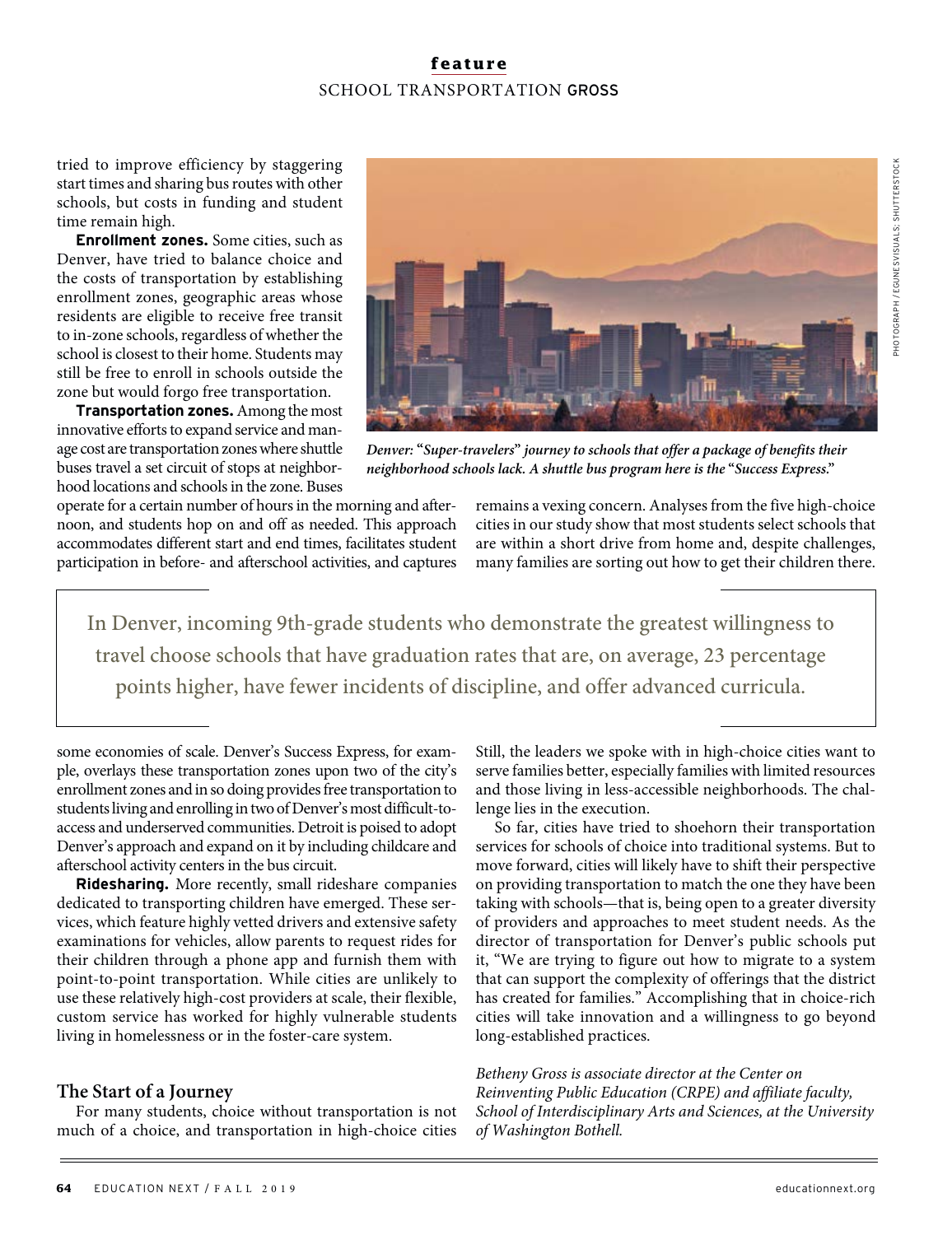tried to improve efficiency by staggering start times and sharing bus routes with other schools, but costs in funding and student time remain high.

**Enrollment zones.** Some cities, such as Denver, have tried to balance choice and the costs of transportation by establishing enrollment zones, geographic areas whose residents are eligible to receive free transit to in-zone schools, regardless of whether the school is closest to their home. Students may still be free to enroll in schools outside the zone but would forgo free transportation.

**Transportation zones.** Among the most innovative efforts to expand service and manage cost are transportation zones where shuttle buses travel a set circuit of stops at neighborhood locations and schools in the zone. Buses operate for a certain number of hours in the morning and afternoon, and students hop on and off as needed. This approach accommodates different start and end times, facilitates student participation in before- and afterschool activities, and captures some economies of scale. Denver's Success Express, for example, overlays these transportation zones upon two of the city's enrollment zones and in so doing provides free transportation to students living and enrolling in two of Denver's most difficult-to-access and underserved communities. Detroit is poised to adopt Denver's approach and expand on it by including childcare and afterschool activity centers in the bus circuit.

**Ridesharing.** More recently, small rideshare companies dedicated to transporting children have emerged. These services, which feature highly vetted drivers and extensive safety examinations for vehicles, allow parents to request rides for their children through a phone app and furnish them with point-to-point transportation. While cities are unlikely to use these relatively high-cost providers at scale, their flexible, custom service has worked for highly vulnerable students living in homelessness or in the foster-care system.

*Denver: "Super-travelers" journey to schools that offer a package of benefits their neighborhood schools lack. A shuttle bus program here is the "Success Express."*

> In Denver, incoming 9th-grade students who demonstrate the greatest willingness to travel choose schools that have graduation rates that are, on average, 23 percentage points higher, have fewer incidents of discipline, and offer advanced curricula.

## The Start of a Journey

For many students, choice without transportation is not much of a choice, and transportation in high-choice cities remains a vexing concern. Analyses from the five high-choice cities in our study show that most students select schools that are within a short drive from home and, despite challenges, many families are sorting out how to get their children there. Still, the leaders we spoke with in high-choice cities want to serve families better, especially families with limited resources and those living in less-accessible neighborhoods. The challenge lies in the execution.

So far, cities have tried to shoehorn their transportation services for schools of choice into traditional systems. But to move forward, cities will likely have to shift their perspective on providing transportation to match the one they have been taking with schools—that is, being open to a greater diversity of providers and approaches to meet student needs. As the director of transportation for Denver's public schools put it, "We are trying to figure out how to migrate to a system that can support the complexity of offerings that the district has created for families." Accomplishing that in choice-rich cities will take innovation and a willingness to go beyond long-established practices.

*Betheny Gross is associate director at the Center on Reinventing Public Education (CRPE) and affiliate faculty, School of Interdisciplinary Arts and Sciences, at the University of Washington Bothell.*